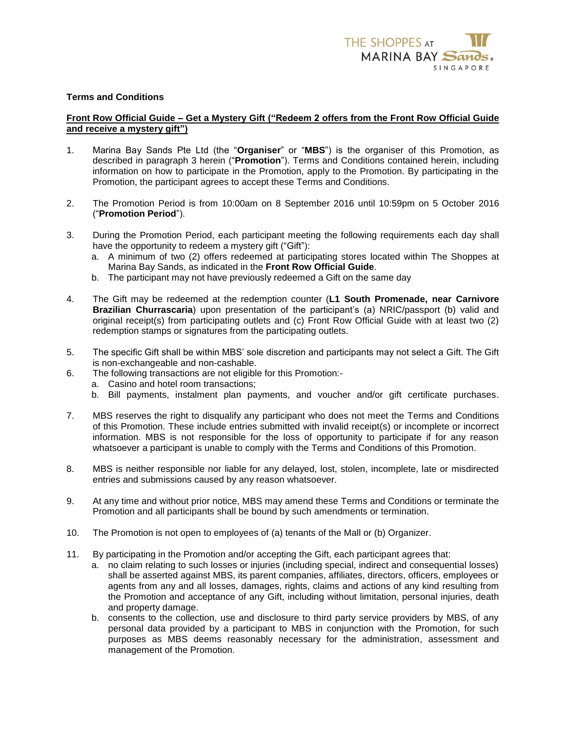THE SHOPPES AT MARINA BAY Sands SINGAPORE

**Terms and Conditions**

**Front Row Official Guide – Get a Mystery Gift ("Redeem 2 offers from the Front Row Official Guide and receive a mystery gift")**

1. Marina Bay Sands Pte Ltd (the "**Organiser**" or "**MBS**") is the organiser of this Promotion, as described in paragraph 3 herein ("**Promotion**"). Terms and Conditions contained herein, including information on how to participate in the Promotion, apply to the Promotion. By participating in the Promotion, the participant agrees to accept these Terms and Conditions.

2. The Promotion Period is from 10:00am on 8 September 2016 until 10:59pm on 5 October 2016 ("**Promotion Period**").

3. During the Promotion Period, each participant meeting the following requirements each day shall have the opportunity to redeem a mystery gift ("Gift"):
   a. A minimum of two (2) offers redeemed at participating stores located within The Shoppes at Marina Bay Sands, as indicated in the **Front Row Official Guide**.
   b. The participant may not have previously redeemed a Gift on the same day

4. The Gift may be redeemed at the redemption counter (**L1 South Promenade, near Carnivore Brazilian Churrascaria**) upon presentation of the participant's (a) NRIC/passport (b) valid and original receipt(s) from participating outlets and (c) Front Row Official Guide with at least two (2) redemption stamps or signatures from the participating outlets.

5. The specific Gift shall be within MBS' sole discretion and participants may not select a Gift. The Gift is non-exchangeable and non-cashable.

6. The following transactions are not eligible for this Promotion:-
   a. Casino and hotel room transactions;
   b. Bill payments, instalment plan payments, and voucher and/or gift certificate purchases.

7. MBS reserves the right to disqualify any participant who does not meet the Terms and Conditions of this Promotion. These include entries submitted with invalid receipt(s) or incomplete or incorrect information. MBS is not responsible for the loss of opportunity to participate if for any reason whatsoever a participant is unable to comply with the Terms and Conditions of this Promotion.

8. MBS is neither responsible nor liable for any delayed, lost, stolen, incomplete, late or misdirected entries and submissions caused by any reason whatsoever.

9. At any time and without prior notice, MBS may amend these Terms and Conditions or terminate the Promotion and all participants shall be bound by such amendments or termination.

10. The Promotion is not open to employees of (a) tenants of the Mall or (b) Organizer.

11. By participating in the Promotion and/or accepting the Gift, each participant agrees that:
    a. no claim relating to such losses or injuries (including special, indirect and consequential losses) shall be asserted against MBS, its parent companies, affiliates, directors, officers, employees or agents from any and all losses, damages, rights, claims and actions of any kind resulting from the Promotion and acceptance of any Gift, including without limitation, personal injuries, death and property damage.
    b. consents to the collection, use and disclosure to third party service providers by MBS, of any personal data provided by a participant to MBS in conjunction with the Promotion, for such purposes as MBS deems reasonably necessary for the administration, assessment and management of the Promotion.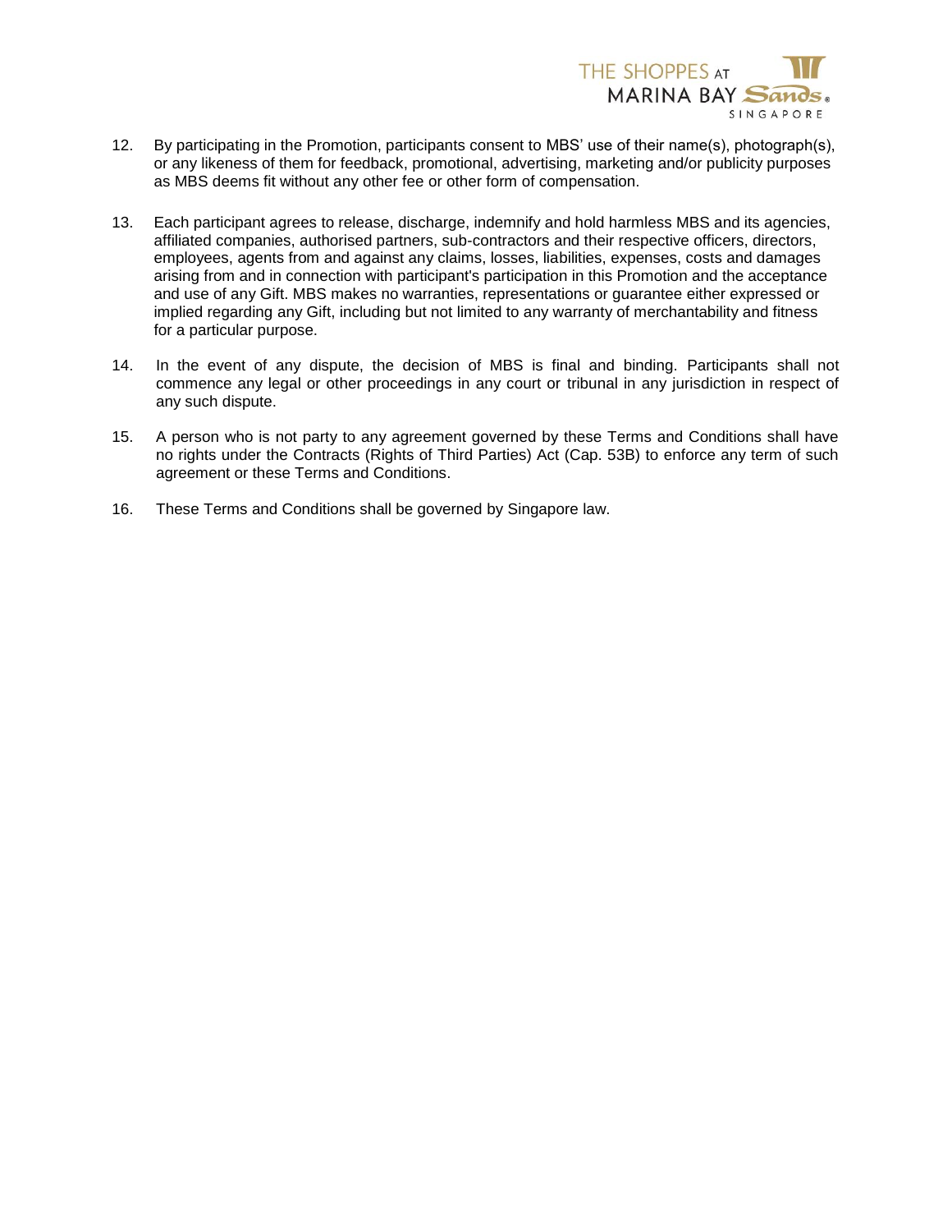12. By participating in the Promotion, participants consent to MBS' use of their name(s), photograph(s), or any likeness of them for feedback, promotional, advertising, marketing and/or publicity purposes as MBS deems fit without any other fee or other form of compensation.

13. Each participant agrees to release, discharge, indemnify and hold harmless MBS and its agencies, affiliated companies, authorised partners, sub-contractors and their respective officers, directors, employees, agents from and against any claims, losses, liabilities, expenses, costs and damages arising from and in connection with participant's participation in this Promotion and the acceptance and use of any Gift. MBS makes no warranties, representations or guarantee either expressed or implied regarding any Gift, including but not limited to any warranty of merchantability and fitness for a particular purpose.

14. In the event of any dispute, the decision of MBS is final and binding. Participants shall not commence any legal or other proceedings in any court or tribunal in any jurisdiction in respect of any such dispute.

15. A person who is not party to any agreement governed by these Terms and Conditions shall have no rights under the Contracts (Rights of Third Parties) Act (Cap. 53B) to enforce any term of such agreement or these Terms and Conditions.

16. These Terms and Conditions shall be governed by Singapore law.